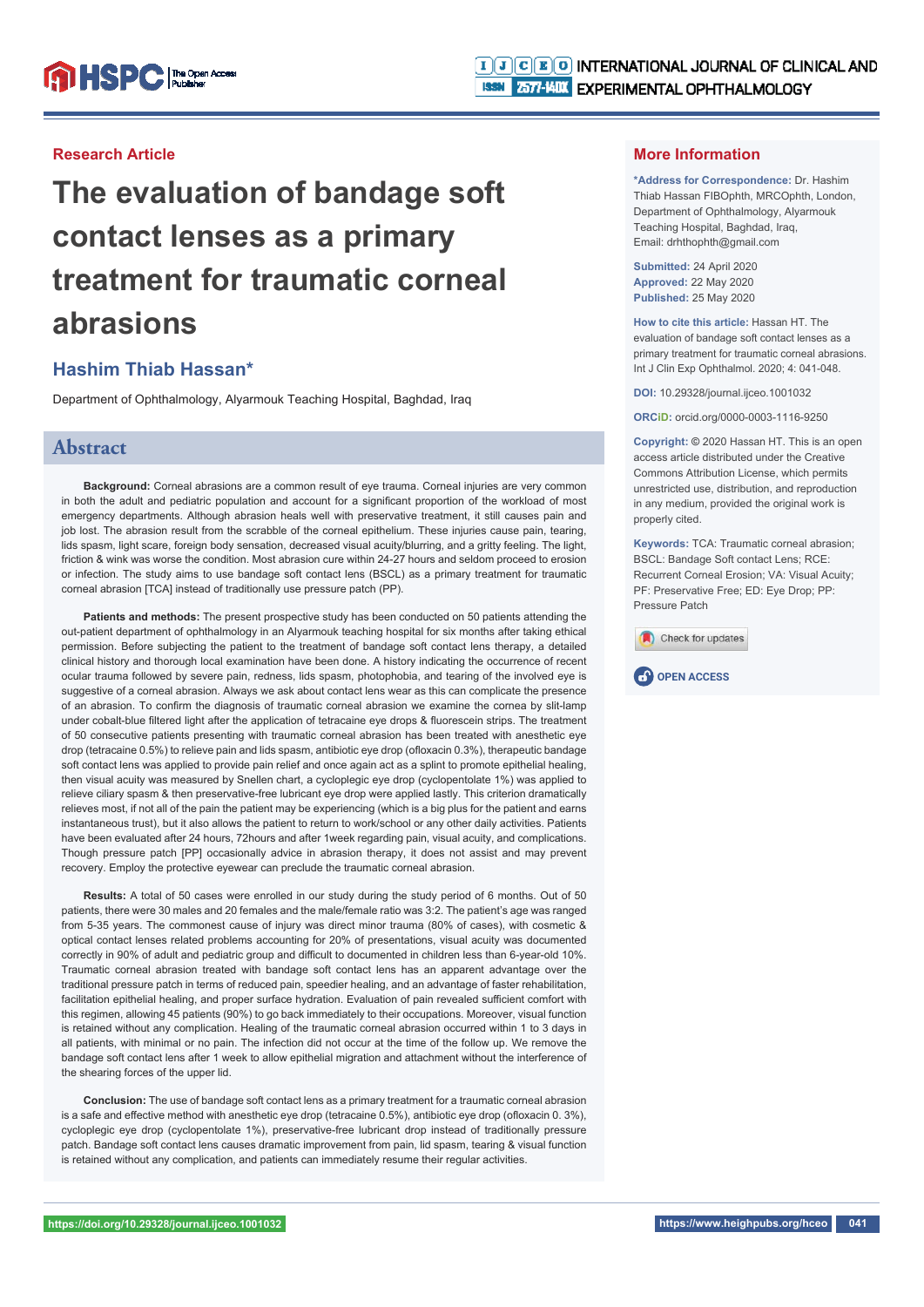Research Article

# The evaluation of bandage soft contact lenses as a primary treatment for traumatic corneal abrasions

## Hashim Thiab Hassan*

Department of Ophthalmology, Alyarmouk Teaching Hospital, Baghdad, Iraq

## Abstract

**Background:** Corneal abrasions are a common result of eye trauma. Corneal injuries are very common in both the adult and pediatric population and account for a significant proportion of the workload of most emergency departments. Although abrasion heals well with preservative treatment, it still causes pain and job lost. The abrasion result from the scrabble of the corneal epithelium. These injuries cause pain, tearing, lids spasm, light scare, foreign body sensation, decreased visual acuity/blurring, and a gritty feeling. The light, friction & wink was worse the condition. Most abrasion cure within 24-27 hours and seldom proceed to erosion or infection. The study aims to use bandage soft contact lens (BSCL) as a primary treatment for traumatic corneal abrasion [TCA] instead of traditionally use pressure patch (PP).

**Patients and methods:** The present prospective study has been conducted on 50 patients attending the out-patient department of ophthalmology in an Alyarmouk teaching hospital for six months after taking ethical permission. Before subjecting the patient to the treatment of bandage soft contact lens therapy, a detailed clinical history and thorough local examination have been done. A history indicating the occurrence of recent ocular trauma followed by severe pain, redness, lids spasm, photophobia, and tearing of the involved eye is suggestive of a corneal abrasion. Always we ask about contact lens wear as this can complicate the presence of an abrasion. To confirm the diagnosis of traumatic corneal abrasion we examine the cornea by slit-lamp under cobalt-blue filtered light after the application of tetracaine eye drops & fluorescein strips. The treatment of 50 consecutive patients presenting with traumatic corneal abrasion has been treated with anesthetic eye drop (tetracaine 0.5%) to relieve pain and lids spasm, antibiotic eye drop (ofloxacin 0.3%), therapeutic bandage soft contact lens was applied to provide pain relief and once again act as a splint to promote epithelial healing, then visual acuity was measured by Snellen chart, a cycloplegic eye drop (cyclopentolate 1%) was applied to relieve ciliary spasm & then preservative-free lubricant eye drop were applied lastly. This criterion dramatically relieves most, if not all of the pain the patient may be experiencing (which is a big plus for the patient and earns instantaneous trust), but it also allows the patient to return to work/school or any other daily activities. Patients have been evaluated after 24 hours, 72hours and after 1week regarding pain, visual acuity, and complications. Though pressure patch [PP] occasionally advice in abrasion therapy, it does not assist and may prevent recovery. Employ the protective eyewear can preclude the traumatic corneal abrasion.

**Results:** A total of 50 cases were enrolled in our study during the study period of 6 months. Out of 50 patients, there were 30 males and 20 females and the male/female ratio was 3:2. The patient's age was ranged from 5-35 years. The commonest cause of injury was direct minor trauma (80% of cases), with cosmetic & optical contact lenses related problems accounting for 20% of presentations, visual acuity was documented correctly in 90% of adult and pediatric group and difficult to documented in children less than 6-year-old 10%. Traumatic corneal abrasion treated with bandage soft contact lens has an apparent advantage over the traditional pressure patch in terms of reduced pain, speedier healing, and an advantage of faster rehabilitation, facilitation epithelial healing, and proper surface hydration. Evaluation of pain revealed sufficient comfort with this regimen, allowing 45 patients (90%) to go back immediately to their occupations. Moreover, visual function is retained without any complication. Healing of the traumatic corneal abrasion occurred within 1 to 3 days in all patients, with minimal or no pain. The infection did not occur at the time of the follow up. We remove the bandage soft contact lens after 1 week to allow epithelial migration and attachment without the interference of the shearing forces of the upper lid.

**Conclusion:** The use of bandage soft contact lens as a primary treatment for a traumatic corneal abrasion is a safe and effective method with anesthetic eye drop (tetracaine 0.5%), antibiotic eye drop (ofloxacin 0. 3%), cycloplegic eye drop (cyclopentolate 1%), preservative-free lubricant drop instead of traditionally pressure patch. Bandage soft contact lens causes dramatic improvement from pain, lid spasm, tearing & visual function is retained without any complication, and patients can immediately resume their regular activities.

## More Information

***Address for Correspondence:** Dr. Hashim Thiab Hassan FIBOphth, MRCOphth, London, Department of Ophthalmology, Alyarmouk Teaching Hospital, Baghdad, Iraq, Email: drhthophth@gmail.com

**Submitted:** 24 April 2020
**Approved:** 22 May 2020
**Published:** 25 May 2020

**How to cite this article:** Hassan HT. The evaluation of bandage soft contact lenses as a primary treatment for traumatic corneal abrasions. Int J Clin Exp Ophthalmol. 2020; 4: 041-048.

**DOI:** 10.29328/journal.ijceo.1001032

**ORCiD:** orcid.org/0000-0003-1116-9250

**Copyright:** © 2020 Hassan HT. This is an open access article distributed under the Creative Commons Attribution License, which permits unrestricted use, distribution, and reproduction in any medium, provided the original work is properly cited.

**Keywords:** TCA: Traumatic corneal abrasion; BSCL: Bandage Soft contact Lens; RCE: Recurrent Corneal Erosion; VA: Visual Acuity; PF: Preservative Free; ED: Eye Drop; PP: Pressure Patch

OPEN ACCESS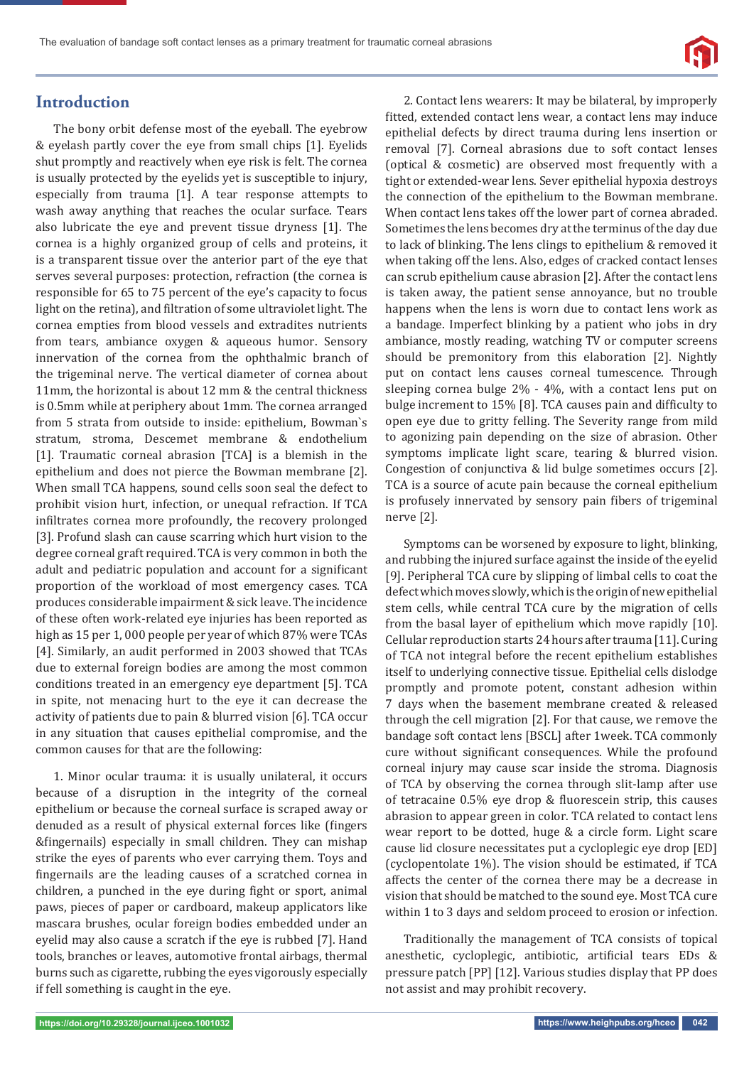## Introduction

The bony orbit defense most of the eyeball. The eyebrow & eyelash partly cover the eye from small chips [1]. Eyelids shut promptly and reactively when eye risk is felt. The cornea is usually protected by the eyelids yet is susceptible to injury, especially from trauma [1]. A tear response attempts to wash away anything that reaches the ocular surface. Tears also lubricate the eye and prevent tissue dryness [1]. The cornea is a highly organized group of cells and proteins, it is a transparent tissue over the anterior part of the eye that serves several purposes: protection, refraction (the cornea is responsible for 65 to 75 percent of the eye's capacity to focus light on the retina), and filtration of some ultraviolet light. The cornea empties from blood vessels and extradites nutrients from tears, ambiance oxygen & aqueous humor. Sensory innervation of the cornea from the ophthalmic branch of the trigeminal nerve. The vertical diameter of cornea about 11mm, the horizontal is about 12 mm & the central thickness is 0.5mm while at periphery about 1mm. The cornea arranged from 5 strata from outside to inside: epithelium, Bowman`s stratum, stroma, Descemet membrane & endothelium [1]. Traumatic corneal abrasion [TCA] is a blemish in the epithelium and does not pierce the Bowman membrane [2]. When small TCA happens, sound cells soon seal the defect to prohibit vision hurt, infection, or unequal refraction. If TCA infiltrates cornea more profoundly, the recovery prolonged [3]. Profund slash can cause scarring which hurt vision to the degree corneal graft required. TCA is very common in both the adult and pediatric population and account for a significant proportion of the workload of most emergency cases. TCA produces considerable impairment & sick leave. The incidence of these often work-related eye injuries has been reported as high as 15 per 1, 000 people per year of which 87% were TCAs [4]. Similarly, an audit performed in 2003 showed that TCAs due to external foreign bodies are among the most common conditions treated in an emergency eye department [5]. TCA in spite, not menacing hurt to the eye it can decrease the activity of patients due to pain & blurred vision [6]. TCA occur in any situation that causes epithelial compromise, and the common causes for that are the following:

1. Minor ocular trauma: it is usually unilateral, it occurs because of a disruption in the integrity of the corneal epithelium or because the corneal surface is scraped away or denuded as a result of physical external forces like (fingers &fingernails) especially in small children. They can mishap strike the eyes of parents who ever carrying them. Toys and fingernails are the leading causes of a scratched cornea in children, a punched in the eye during fight or sport, animal paws, pieces of paper or cardboard, makeup applicators like mascara brushes, ocular foreign bodies embedded under an eyelid may also cause a scratch if the eye is rubbed [7]. Hand tools, branches or leaves, automotive frontal airbags, thermal burns such as cigarette, rubbing the eyes vigorously especially if fell something is caught in the eye.

2. Contact lens wearers: It may be bilateral, by improperly fitted, extended contact lens wear, a contact lens may induce epithelial defects by direct trauma during lens insertion or removal [7]. Corneal abrasions due to soft contact lenses (optical & cosmetic) are observed most frequently with a tight or extended-wear lens. Sever epithelial hypoxia destroys the connection of the epithelium to the Bowman membrane. When contact lens takes off the lower part of cornea abraded. Sometimes the lens becomes dry at the terminus of the day due to lack of blinking. The lens clings to epithelium & removed it when taking off the lens. Also, edges of cracked contact lenses can scrub epithelium cause abrasion [2]. After the contact lens is taken away, the patient sense annoyance, but no trouble happens when the lens is worn due to contact lens work as a bandage. Imperfect blinking by a patient who jobs in dry ambiance, mostly reading, watching TV or computer screens should be premonitory from this elaboration [2]. Nightly put on contact lens causes corneal tumescence. Through sleeping cornea bulge 2% - 4%, with a contact lens put on bulge increment to 15% [8]. TCA causes pain and difficulty to open eye due to gritty felling. The Severity range from mild to agonizing pain depending on the size of abrasion. Other symptoms implicate light scare, tearing & blurred vision. Congestion of conjunctiva & lid bulge sometimes occurs [2]. TCA is a source of acute pain because the corneal epithelium is profusely innervated by sensory pain fibers of trigeminal nerve [2].

Symptoms can be worsened by exposure to light, blinking, and rubbing the injured surface against the inside of the eyelid [9]. Peripheral TCA cure by slipping of limbal cells to coat the defect which moves slowly, which is the origin of new epithelial stem cells, while central TCA cure by the migration of cells from the basal layer of epithelium which move rapidly [10]. Cellular reproduction starts 24 hours after trauma [11]. Curing of TCA not integral before the recent epithelium establishes itself to underlying connective tissue. Epithelial cells dislodge promptly and promote potent, constant adhesion within 7 days when the basement membrane created & released through the cell migration [2]. For that cause, we remove the bandage soft contact lens [BSCL] after 1week. TCA commonly cure without significant consequences. While the profound corneal injury may cause scar inside the stroma. Diagnosis of TCA by observing the cornea through slit-lamp after use of tetracaine 0.5% eye drop & fluorescein strip, this causes abrasion to appear green in color. TCA related to contact lens wear report to be dotted, huge & a circle form. Light scare cause lid closure necessitates put a cycloplegic eye drop [ED] (cyclopentolate 1%). The vision should be estimated, if TCA affects the center of the cornea there may be a decrease in vision that should be matched to the sound eye. Most TCA cure within 1 to 3 days and seldom proceed to erosion or infection.

Traditionally the management of TCA consists of topical anesthetic, cycloplegic, antibiotic, artificial tears EDs & pressure patch [PP] [12]. Various studies display that PP does not assist and may prohibit recovery.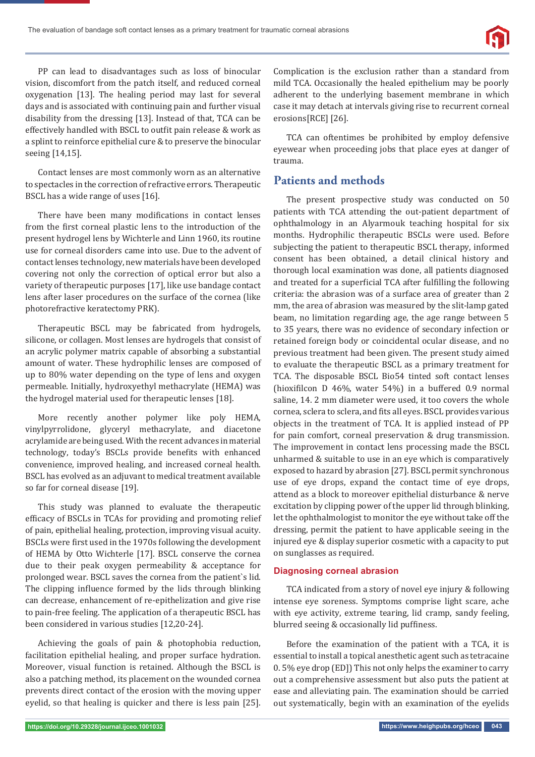PP can lead to disadvantages such as loss of binocular vision, discomfort from the patch itself, and reduced corneal oxygenation [13]. The healing period may last for several days and is associated with continuing pain and further visual disability from the dressing [13]. Instead of that, TCA can be effectively handled with BSCL to outfit pain release & work as a splint to reinforce epithelial cure & to preserve the binocular seeing [14,15].

Contact lenses are most commonly worn as an alternative to spectacles in the correction of refractive errors. Therapeutic BSCL has a wide range of uses [16].

There have been many modifications in contact lenses from the first corneal plastic lens to the introduction of the present hydrogel lens by Wichterle and Linn 1960, its routine use for corneal disorders came into use. Due to the advent of contact lenses technology, new materials have been developed covering not only the correction of optical error but also a variety of therapeutic purposes [17], like use bandage contact lens after laser procedures on the surface of the cornea (like photorefractive keratectomy PRK).

Therapeutic BSCL may be fabricated from hydrogels, silicone, or collagen. Most lenses are hydrogels that consist of an acrylic polymer matrix capable of absorbing a substantial amount of water. These hydrophilic lenses are composed of up to 80% water depending on the type of lens and oxygen permeable. Initially, hydroxyethyl methacrylate (HEMA) was the hydrogel material used for therapeutic lenses [18].

More recently another polymer like poly HEMA, vinylpyrrolidone, glyceryl methacrylate, and diacetone acrylamide are being used. With the recent advances in material technology, today's BSCLs provide benefits with enhanced convenience, improved healing, and increased corneal health. BSCL has evolved as an adjuvant to medical treatment available so far for corneal disease [19].

This study was planned to evaluate the therapeutic efficacy of BSCLs in TCAs for providing and promoting relief of pain, epithelial healing, protection, improving visual acuity. BSCLs were first used in the 1970s following the development of HEMA by Otto Wichterle [17]. BSCL conserve the cornea due to their peak oxygen permeability & acceptance for prolonged wear. BSCL saves the cornea from the patient`s lid. The clipping influence formed by the lids through blinking can decrease, enhancement of re-epithelization and give rise to pain-free feeling. The application of a therapeutic BSCL has been considered in various studies [12,20-24].

Achieving the goals of pain & photophobia reduction, facilitation epithelial healing, and proper surface hydration. Moreover, visual function is retained. Although the BSCL is also a patching method, its placement on the wounded cornea prevents direct contact of the erosion with the moving upper eyelid, so that healing is quicker and there is less pain [25]. Complication is the exclusion rather than a standard from mild TCA. Occasionally the healed epithelium may be poorly adherent to the underlying basement membrane in which case it may detach at intervals giving rise to recurrent corneal erosions[RCE] [26].

TCA can oftentimes be prohibited by employ defensive eyewear when proceeding jobs that place eyes at danger of trauma.

## Patients and methods

The present prospective study was conducted on 50 patients with TCA attending the out-patient department of ophthalmology in an Alyarmouk teaching hospital for six months. Hydrophilic therapeutic BSCLs were used. Before subjecting the patient to therapeutic BSCL therapy, informed consent has been obtained, a detail clinical history and thorough local examination was done, all patients diagnosed and treated for a superficial TCA after fulfilling the following criteria: the abrasion was of a surface area of greater than 2 mm, the area of abrasion was measured by the slit-lamp gated beam, no limitation regarding age, the age range between 5 to 35 years, there was no evidence of secondary infection or retained foreign body or coincidental ocular disease, and no previous treatment had been given. The present study aimed to evaluate the therapeutic BSCL as a primary treatment for TCA. The disposable BSCL Bio54 tinted soft contact lenses (hioxifilcon D 46%, water 54%) in a buffered 0.9 normal saline, 14. 2 mm diameter were used, it too covers the whole cornea, sclera to sclera, and fits all eyes. BSCL provides various objects in the treatment of TCA. It is applied instead of PP for pain comfort, corneal preservation & drug transmission. The improvement in contact lens processing made the BSCL unharmed & suitable to use in an eye which is comparatively exposed to hazard by abrasion [27]. BSCL permit synchronous use of eye drops, expand the contact time of eye drops, attend as a block to moreover epithelial disturbance & nerve excitation by clipping power of the upper lid through blinking, let the ophthalmologist to monitor the eye without take off the dressing, permit the patient to have applicable seeing in the injured eye & display superior cosmetic with a capacity to put on sunglasses as required.

### Diagnosing corneal abrasion

TCA indicated from a story of novel eye injury & following intense eye soreness. Symptoms comprise light scare, ache with eye activity, extreme tearing, lid cramp, sandy feeling, blurred seeing & occasionally lid puffiness.

Before the examination of the patient with a TCA, it is essential to install a topical anesthetic agent such as tetracaine 0. 5% eye drop (ED]) This not only helps the examiner to carry out a comprehensive assessment but also puts the patient at ease and alleviating pain. The examination should be carried out systematically, begin with an examination of the eyelids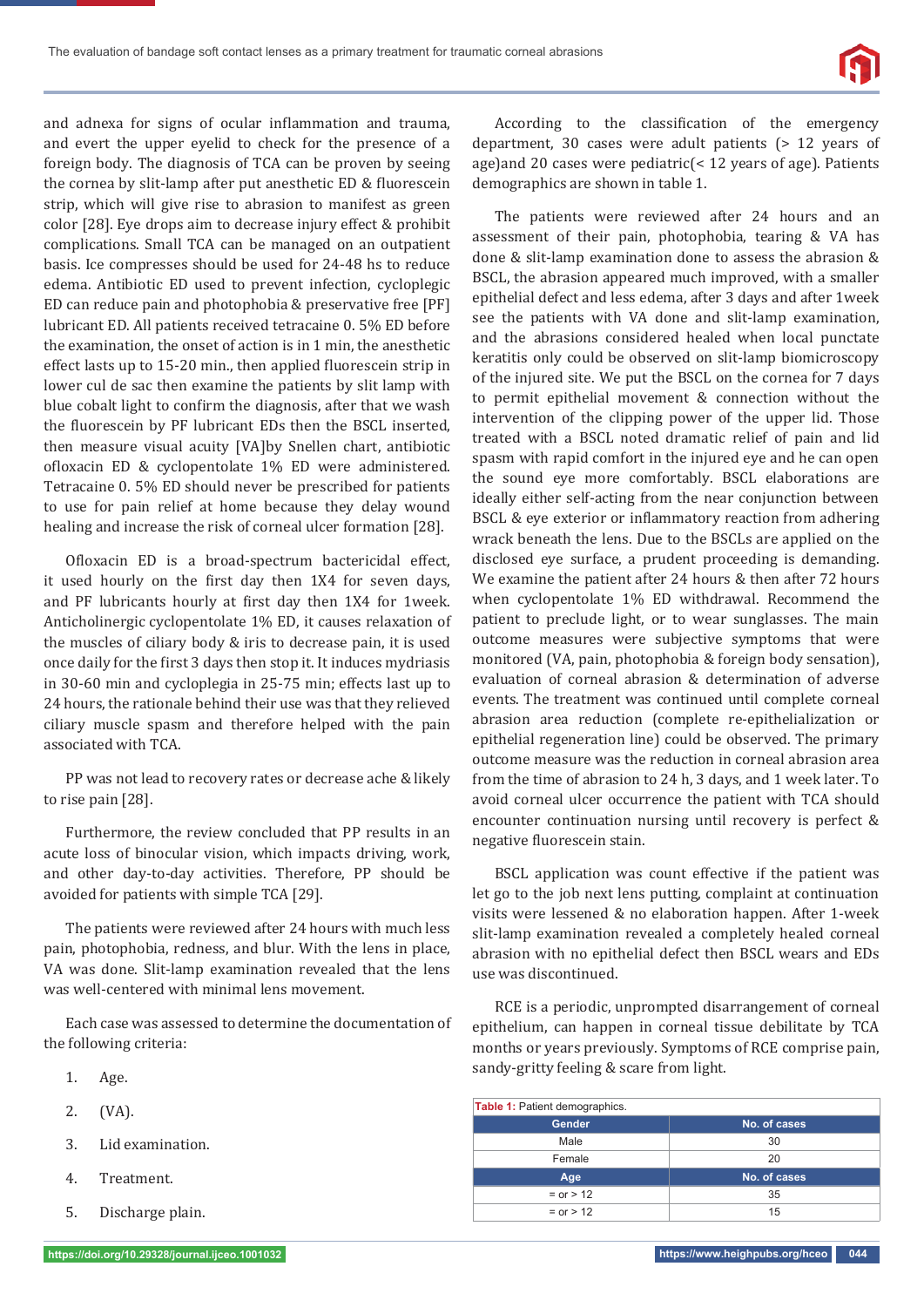and adnexa for signs of ocular inflammation and trauma, and evert the upper eyelid to check for the presence of a foreign body. The diagnosis of TCA can be proven by seeing the cornea by slit-lamp after put anesthetic ED & fluorescein strip, which will give rise to abrasion to manifest as green color [28]. Eye drops aim to decrease injury effect & prohibit complications. Small TCA can be managed on an outpatient basis. Ice compresses should be used for 24-48 hs to reduce edema. Antibiotic ED used to prevent infection, cycloplegic ED can reduce pain and photophobia & preservative free [PF] lubricant ED. All patients received tetracaine 0. 5% ED before the examination, the onset of action is in 1 min, the anesthetic effect lasts up to 15-20 min., then applied fluorescein strip in lower cul de sac then examine the patients by slit lamp with blue cobalt light to confirm the diagnosis, after that we wash the fluorescein by PF lubricant EDs then the BSCL inserted, then measure visual acuity [VA]by Snellen chart, antibiotic ofloxacin ED & cyclopentolate 1% ED were administered. Tetracaine 0. 5% ED should never be prescribed for patients to use for pain relief at home because they delay wound healing and increase the risk of corneal ulcer formation [28].

Ofloxacin ED is a broad-spectrum bactericidal effect, it used hourly on the first day then 1X4 for seven days, and PF lubricants hourly at first day then 1X4 for 1week. Anticholinergic cyclopentolate 1% ED, it causes relaxation of the muscles of ciliary body & iris to decrease pain, it is used once daily for the first 3 days then stop it. It induces mydriasis in 30-60 min and cycloplegia in 25-75 min; effects last up to 24 hours, the rationale behind their use was that they relieved ciliary muscle spasm and therefore helped with the pain associated with TCA.

PP was not lead to recovery rates or decrease ache & likely to rise pain [28].

Furthermore, the review concluded that PP results in an acute loss of binocular vision, which impacts driving, work, and other day-to-day activities. Therefore, PP should be avoided for patients with simple TCA [29].

The patients were reviewed after 24 hours with much less pain, photophobia, redness, and blur. With the lens in place, VA was done. Slit-lamp examination revealed that the lens was well-centered with minimal lens movement.

Each case was assessed to determine the documentation of the following criteria:

1. Age.
2. (VA).
3. Lid examination.
4. Treatment.
5. Discharge plain.

According to the classification of the emergency department, 30 cases were adult patients (> 12 years of age)and 20 cases were pediatric(< 12 years of age). Patients demographics are shown in table 1.

The patients were reviewed after 24 hours and an assessment of their pain, photophobia, tearing & VA has done & slit-lamp examination done to assess the abrasion & BSCL, the abrasion appeared much improved, with a smaller epithelial defect and less edema, after 3 days and after 1week see the patients with VA done and slit-lamp examination, and the abrasions considered healed when local punctate keratitis only could be observed on slit-lamp biomicroscopy of the injured site. We put the BSCL on the cornea for 7 days to permit epithelial movement & connection without the intervention of the clipping power of the upper lid. Those treated with a BSCL noted dramatic relief of pain and lid spasm with rapid comfort in the injured eye and he can open the sound eye more comfortably. BSCL elaborations are ideally either self-acting from the near conjunction between BSCL & eye exterior or inflammatory reaction from adhering wrack beneath the lens. Due to the BSCLs are applied on the disclosed eye surface, a prudent proceeding is demanding. We examine the patient after 24 hours & then after 72 hours when cyclopentolate 1% ED withdrawal. Recommend the patient to preclude light, or to wear sunglasses. The main outcome measures were subjective symptoms that were monitored (VA, pain, photophobia & foreign body sensation), evaluation of corneal abrasion & determination of adverse events. The treatment was continued until complete corneal abrasion area reduction (complete re-epithelialization or epithelial regeneration line) could be observed. The primary outcome measure was the reduction in corneal abrasion area from the time of abrasion to 24 h, 3 days, and 1 week later. To avoid corneal ulcer occurrence the patient with TCA should encounter continuation nursing until recovery is perfect & negative fluorescein stain.

BSCL application was count effective if the patient was let go to the job next lens putting, complaint at continuation visits were lessened & no elaboration happen. After 1-week slit-lamp examination revealed a completely healed corneal abrasion with no epithelial defect then BSCL wears and EDs use was discontinued.

RCE is a periodic, unprompted disarrangement of corneal epithelium, can happen in corneal tissue debilitate by TCA months or years previously. Symptoms of RCE comprise pain, sandy-gritty feeling & scare from light.

**Table 1:** Patient demographics.

| Gender | No. of cases |
|---|---|
| Male | 30 |
| Female | 20 |
| **Age** | **No. of cases** |
| = or > 12 | 35 |
| = or > 12 | 15 |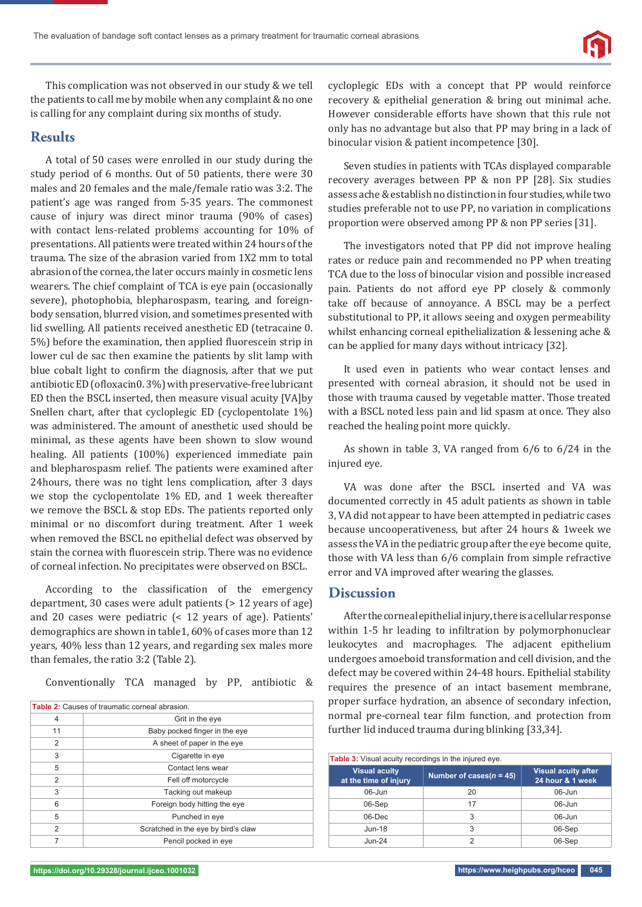This complication was not observed in our study & we tell the patients to call me by mobile when any complaint & no one is calling for any complaint during six months of study.

## Results

A total of 50 cases were enrolled in our study during the study period of 6 months. Out of 50 patients, there were 30 males and 20 females and the male/female ratio was 3:2. The patient's age was ranged from 5-35 years. The commonest cause of injury was direct minor trauma (90% of cases) with contact lens-related problems accounting for 10% of presentations. All patients were treated within 24 hours of the trauma. The size of the abrasion varied from 1X2 mm to total abrasion of the cornea, the later occurs mainly in cosmetic lens wearers. The chief complaint of TCA is eye pain (occasionally severe), photophobia, blepharospasm, tearing, and foreign-body sensation, blurred vision, and sometimes presented with lid swelling. All patients received anesthetic ED (tetracaine 0. 5%) before the examination, then applied fluorescein strip in lower cul de sac then examine the patients by slit lamp with blue cobalt light to confirm the diagnosis, after that we put antibiotic ED (ofloxacin0. 3%) with preservative-free lubricant ED then the BSCL inserted, then measure visual acuity [VA]by Snellen chart, after that cycloplegic ED (cyclopentolate 1%) was administered. The amount of anesthetic used should be minimal, as these agents have been shown to slow wound healing. All patients (100%) experienced immediate pain and blepharospasm relief. The patients were examined after 24hours, there was no tight lens complication, after 3 days we stop the cyclopentolate 1% ED, and 1 week thereafter we remove the BSCL & stop EDs. The patients reported only minimal or no discomfort during treatment. After 1 week when removed the BSCL no epithelial defect was observed by stain the cornea with fluorescein strip. There was no evidence of corneal infection. No precipitates were observed on BSCL.

According to the classification of the emergency department, 30 cases were adult patients (> 12 years of age) and 20 cases were pediatric (< 12 years of age). Patients' demographics are shown in table1, 60% of cases more than 12 years, 40% less than 12 years, and regarding sex males more than females, the ratio 3:2 (Table 2).

Conventionally TCA managed by PP, antibiotic & cycloplegic EDs with a concept that PP would reinforce recovery & epithelial generation & bring out minimal ache. However considerable efforts have shown that this rule not only has no advantage but also that PP may bring in a lack of binocular vision & patient incompetence [30].

**Table 2:** Causes of traumatic corneal abrasion.

| | |
|---|---|
| 4 | Grit in the eye |
| 11 | Baby pocked finger in the eye |
| 2 | A sheet of paper in the eye |
| 3 | Cigarette in eye |
| 5 | Contact lens wear |
| 2 | Fell off motorcycle |
| 3 | Tacking out makeup |
| 6 | Foreign body hitting the eye |
| 5 | Punched in eye |
| 2 | Scratched in the eye by bird's claw |
| 7 | Pencil pocked in eye |

Seven studies in patients with TCAs displayed comparable recovery averages between PP & non PP [28]. Six studies assess ache & establish no distinction in four studies, while two studies preferable not to use PP, no variation in complications proportion were observed among PP & non PP series [31].

The investigators noted that PP did not improve healing rates or reduce pain and recommended no PP when treating TCA due to the loss of binocular vision and possible increased pain. Patients do not afford eye PP closely & commonly take off because of annoyance. A BSCL may be a perfect substitutional to PP, it allows seeing and oxygen permeability whilst enhancing corneal epithelialization & lessening ache & can be applied for many days without intricacy [32].

It used even in patients who wear contact lenses and presented with corneal abrasion, it should not be used in those with trauma caused by vegetable matter. Those treated with a BSCL noted less pain and lid spasm at once. They also reached the healing point more quickly.

As shown in table 3, VA ranged from 6/6 to 6/24 in the injured eye.

VA was done after the BSCL inserted and VA was documented correctly in 45 adult patients as shown in table 3, VA did not appear to have been attempted in pediatric cases because uncooperativeness, but after 24 hours & 1week we assess the VA in the pediatric group after the eye become quite, those with VA less than 6/6 complain from simple refractive error and VA improved after wearing the glasses.

## Discussion

After the corneal epithelial injury, there is a cellular response within 1-5 hr leading to infiltration by polymorphonuclear leukocytes and macrophages. The adjacent epithelium undergoes amoeboid transformation and cell division, and the defect may be covered within 24-48 hours. Epithelial stability requires the presence of an intact basement membrane, proper surface hydration, an absence of secondary infection, normal pre-corneal tear film function, and protection from further lid induced trauma during blinking [33,34].

**Table 3:** Visual acuity recordings in the injured eye.

| Visual acuity at the time of injury | Number of cases($n$ = 45) | Visual acuity after 24 hour & 1 week |
|---|---|---|
| 06-Jun | 20 | 06-Jun |
| 06-Sep | 17 | 06-Jun |
| 06-Dec | 3 | 06-Jun |
| Jun-18 | 3 | 06-Sep |
| Jun-24 | 2 | 06-Sep |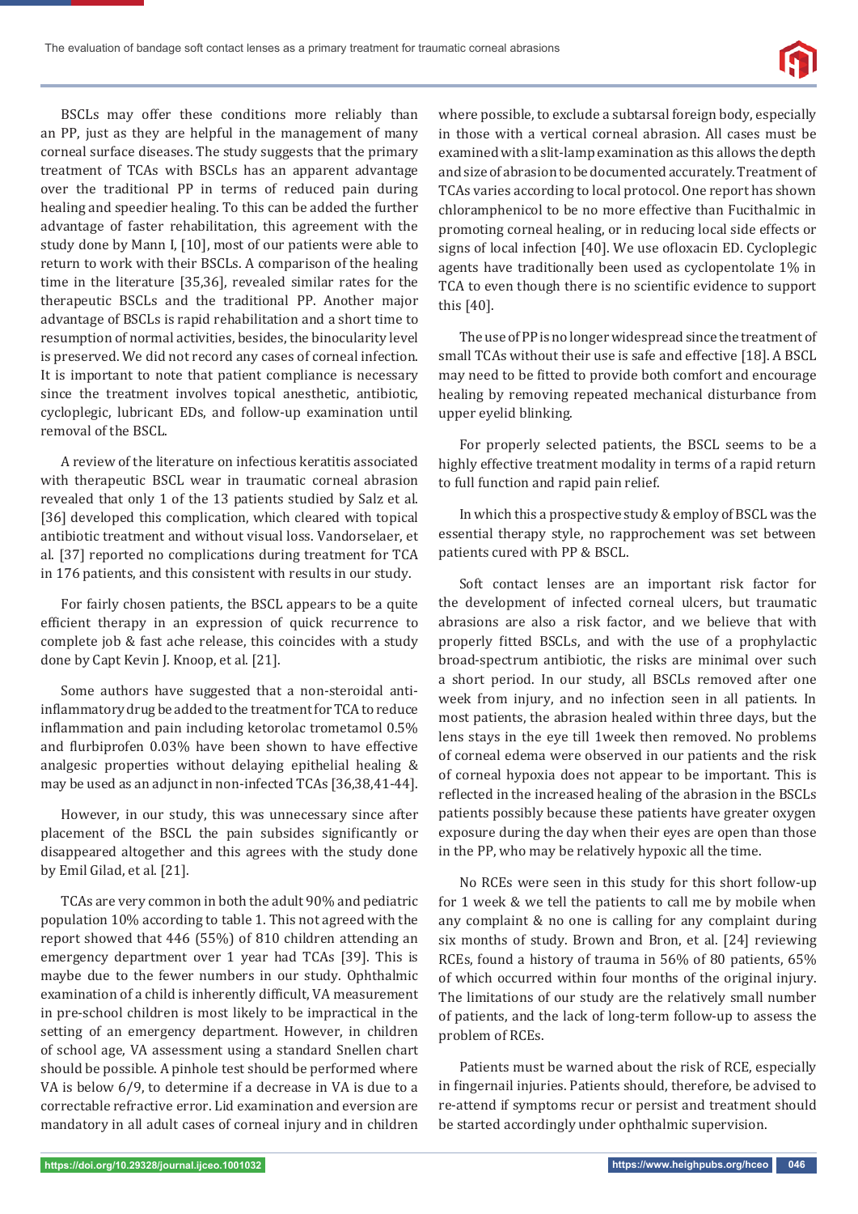BSCLs may offer these conditions more reliably than an PP, just as they are helpful in the management of many corneal surface diseases. The study suggests that the primary treatment of TCAs with BSCLs has an apparent advantage over the traditional PP in terms of reduced pain during healing and speedier healing. To this can be added the further advantage of faster rehabilitation, this agreement with the study done by Mann I, [10], most of our patients were able to return to work with their BSCLs. A comparison of the healing time in the literature [35,36], revealed similar rates for the therapeutic BSCLs and the traditional PP. Another major advantage of BSCLs is rapid rehabilitation and a short time to resumption of normal activities, besides, the binocularity level is preserved. We did not record any cases of corneal infection. It is important to note that patient compliance is necessary since the treatment involves topical anesthetic, antibiotic, cycloplegic, lubricant EDs, and follow-up examination until removal of the BSCL.

A review of the literature on infectious keratitis associated with therapeutic BSCL wear in traumatic corneal abrasion revealed that only 1 of the 13 patients studied by Salz et al. [36] developed this complication, which cleared with topical antibiotic treatment and without visual loss. Vandorselaer, et al. [37] reported no complications during treatment for TCA in 176 patients, and this consistent with results in our study.

For fairly chosen patients, the BSCL appears to be a quite efficient therapy in an expression of quick recurrence to complete job & fast ache release, this coincides with a study done by Capt Kevin J. Knoop, et al. [21].

Some authors have suggested that a non-steroidal anti-inflammatory drug be added to the treatment for TCA to reduce inflammation and pain including ketorolac trometamol 0.5% and flurbiprofen 0.03% have been shown to have effective analgesic properties without delaying epithelial healing & may be used as an adjunct in non-infected TCAs [36,38,41-44].

However, in our study, this was unnecessary since after placement of the BSCL the pain subsides significantly or disappeared altogether and this agrees with the study done by Emil Gilad, et al. [21].

TCAs are very common in both the adult 90% and pediatric population 10% according to table 1. This not agreed with the report showed that 446 (55%) of 810 children attending an emergency department over 1 year had TCAs [39]. This is maybe due to the fewer numbers in our study. Ophthalmic examination of a child is inherently difficult, VA measurement in pre-school children is most likely to be impractical in the setting of an emergency department. However, in children of school age, VA assessment using a standard Snellen chart should be possible. A pinhole test should be performed where VA is below 6/9, to determine if a decrease in VA is due to a correctable refractive error. Lid examination and eversion are mandatory in all adult cases of corneal injury and in children where possible, to exclude a subtarsal foreign body, especially in those with a vertical corneal abrasion. All cases must be examined with a slit-lamp examination as this allows the depth and size of abrasion to be documented accurately. Treatment of TCAs varies according to local protocol. One report has shown chloramphenicol to be no more effective than Fucithalmic in promoting corneal healing, or in reducing local side effects or signs of local infection [40]. We use ofloxacin ED. Cycloplegic agents have traditionally been used as cyclopentolate 1% in TCA to even though there is no scientific evidence to support this [40].

The use of PP is no longer widespread since the treatment of small TCAs without their use is safe and effective [18]. A BSCL may need to be fitted to provide both comfort and encourage healing by removing repeated mechanical disturbance from upper eyelid blinking.

For properly selected patients, the BSCL seems to be a highly effective treatment modality in terms of a rapid return to full function and rapid pain relief.

In which this a prospective study & employ of BSCL was the essential therapy style, no rapprochement was set between patients cured with PP & BSCL.

Soft contact lenses are an important risk factor for the development of infected corneal ulcers, but traumatic abrasions are also a risk factor, and we believe that with properly fitted BSCLs, and with the use of a prophylactic broad-spectrum antibiotic, the risks are minimal over such a short period. In our study, all BSCLs removed after one week from injury, and no infection seen in all patients. In most patients, the abrasion healed within three days, but the lens stays in the eye till 1week then removed. No problems of corneal edema were observed in our patients and the risk of corneal hypoxia does not appear to be important. This is reflected in the increased healing of the abrasion in the BSCLs patients possibly because these patients have greater oxygen exposure during the day when their eyes are open than those in the PP, who may be relatively hypoxic all the time.

No RCEs were seen in this study for this short follow-up for 1 week & we tell the patients to call me by mobile when any complaint & no one is calling for any complaint during six months of study. Brown and Bron, et al. [24] reviewing RCEs, found a history of trauma in 56% of 80 patients, 65% of which occurred within four months of the original injury. The limitations of our study are the relatively small number of patients, and the lack of long-term follow-up to assess the problem of RCEs.

Patients must be warned about the risk of RCE, especially in fingernail injuries. Patients should, therefore, be advised to re-attend if symptoms recur or persist and treatment should be started accordingly under ophthalmic supervision.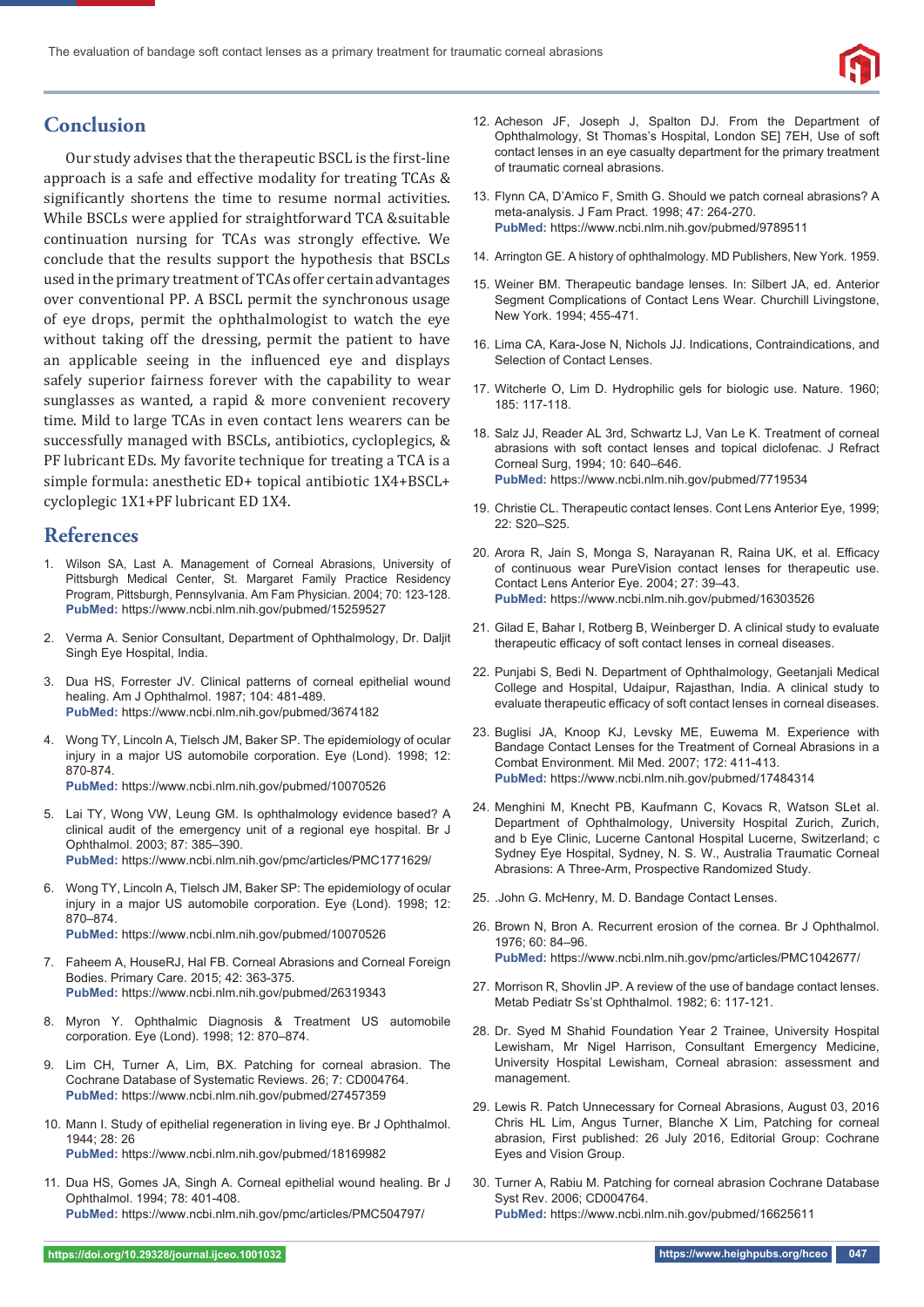## Conclusion

Our study advises that the therapeutic BSCL is the first-line approach is a safe and effective modality for treating TCAs & significantly shortens the time to resume normal activities. While BSCLs were applied for straightforward TCA &suitable continuation nursing for TCAs was strongly effective. We conclude that the results support the hypothesis that BSCLs used in the primary treatment of TCAs offer certain advantages over conventional PP. A BSCL permit the synchronous usage of eye drops, permit the ophthalmologist to watch the eye without taking off the dressing, permit the patient to have an applicable seeing in the influenced eye and displays safely superior fairness forever with the capability to wear sunglasses as wanted, a rapid & more convenient recovery time. Mild to large TCAs in even contact lens wearers can be successfully managed with BSCLs, antibiotics, cycloplegics, & PF lubricant EDs. My favorite technique for treating a TCA is a simple formula: anesthetic ED+ topical antibiotic 1X4+BSCL+ cycloplegic 1X1+PF lubricant ED 1X4.

## References

1. Wilson SA, Last A. Management of Corneal Abrasions, University of Pittsburgh Medical Center, St. Margaret Family Practice Residency Program, Pittsburgh, Pennsylvania. Am Fam Physician. 2004; 70: 123-128. **PubMed:** https://www.ncbi.nlm.nih.gov/pubmed/15259527
2. Verma A. Senior Consultant, Department of Ophthalmology, Dr. Daljit Singh Eye Hospital, India.
3. Dua HS, Forrester JV. Clinical patterns of corneal epithelial wound healing. Am J Ophthalmol. 1987; 104: 481-489. **PubMed:** https://www.ncbi.nlm.nih.gov/pubmed/3674182
4. Wong TY, Lincoln A, Tielsch JM, Baker SP. The epidemiology of ocular injury in a major US automobile corporation. Eye (Lond). 1998; 12: 870-874. **PubMed:** https://www.ncbi.nlm.nih.gov/pubmed/10070526
5. Lai TY, Wong VW, Leung GM. Is ophthalmology evidence based? A clinical audit of the emergency unit of a regional eye hospital. Br J Ophthalmol. 2003; 87: 385–390. **PubMed:** https://www.ncbi.nlm.nih.gov/pmc/articles/PMC1771629/
6. Wong TY, Lincoln A, Tielsch JM, Baker SP: The epidemiology of ocular injury in a major US automobile corporation. Eye (Lond). 1998; 12: 870–874. **PubMed:** https://www.ncbi.nlm.nih.gov/pubmed/10070526
7. Faheem A, HouseRJ, Hal FB. Corneal Abrasions and Corneal Foreign Bodies. Primary Care. 2015; 42: 363-375. **PubMed:** https://www.ncbi.nlm.nih.gov/pubmed/26319343
8. Myron Y. Ophthalmic Diagnosis & Treatment US automobile corporation. Eye (Lond). 1998; 12: 870–874.
9. Lim CH, Turner A, Lim, BX. Patching for corneal abrasion. The Cochrane Database of Systematic Reviews. 26; 7: CD004764. **PubMed:** https://www.ncbi.nlm.nih.gov/pubmed/27457359
10. Mann I. Study of epithelial regeneration in living eye. Br J Ophthalmol. 1944; 28: 26 **PubMed:** https://www.ncbi.nlm.nih.gov/pubmed/18169982
11. Dua HS, Gomes JA, Singh A. Corneal epithelial wound healing. Br J Ophthalmol. 1994; 78: 401-408. **PubMed:** https://www.ncbi.nlm.nih.gov/pmc/articles/PMC504797/
12. Acheson JF, Joseph J, Spalton DJ. From the Department of Ophthalmology, St Thomas's Hospital, London SE] 7EH, Use of soft contact lenses in an eye casualty department for the primary treatment of traumatic corneal abrasions.
13. Flynn CA, D'Amico F, Smith G. Should we patch corneal abrasions? A meta-analysis. J Fam Pract. 1998; 47: 264-270. **PubMed:** https://www.ncbi.nlm.nih.gov/pubmed/9789511
14. Arrington GE. A history of ophthalmology. MD Publishers, New York. 1959.
15. Weiner BM. Therapeutic bandage lenses. In: Silbert JA, ed. Anterior Segment Complications of Contact Lens Wear. Churchill Livingstone, New York. 1994; 455-471.
16. Lima CA, Kara-Jose N, Nichols JJ. Indications, Contraindications, and Selection of Contact Lenses.
17. Witcherle O, Lim D. Hydrophilic gels for biologic use. Nature. 1960; 185: 117-118.
18. Salz JJ, Reader AL 3rd, Schwartz LJ, Van Le K. Treatment of corneal abrasions with soft contact lenses and topical diclofenac. J Refract Corneal Surg, 1994; 10: 640–646. **PubMed:** https://www.ncbi.nlm.nih.gov/pubmed/7719534
19. Christie CL. Therapeutic contact lenses. Cont Lens Anterior Eye, 1999; 22: S20–S25.
20. Arora R, Jain S, Monga S, Narayanan R, Raina UK, et al. Efficacy of continuous wear PureVision contact lenses for therapeutic use. Contact Lens Anterior Eye. 2004; 27: 39–43. **PubMed:** https://www.ncbi.nlm.nih.gov/pubmed/16303526
21. Gilad E, Bahar I, Rotberg B, Weinberger D. A clinical study to evaluate therapeutic efficacy of soft contact lenses in corneal diseases.
22. Punjabi S, Bedi N. Department of Ophthalmology, Geetanjali Medical College and Hospital, Udaipur, Rajasthan, India. A clinical study to evaluate therapeutic efficacy of soft contact lenses in corneal diseases.
23. Buglisi JA, Knoop KJ, Levsky ME, Euwema M. Experience with Bandage Contact Lenses for the Treatment of Corneal Abrasions in a Combat Environment. Mil Med. 2007; 172: 411-413. **PubMed:** https://www.ncbi.nlm.nih.gov/pubmed/17484314
24. Menghini M, Knecht PB, Kaufmann C, Kovacs R, Watson SLet al. Department of Ophthalmology, University Hospital Zurich, Zurich, and b Eye Clinic, Lucerne Cantonal Hospital Lucerne, Switzerland; c Sydney Eye Hospital, Sydney, N. S. W., Australia Traumatic Corneal Abrasions: A Three-Arm, Prospective Randomized Study.
25. .John G. McHenry, M. D. Bandage Contact Lenses.
26. Brown N, Bron A. Recurrent erosion of the cornea. Br J Ophthalmol. 1976; 60: 84–96. **PubMed:** https://www.ncbi.nlm.nih.gov/pmc/articles/PMC1042677/
27. Morrison R, Shovlin JP. A review of the use of bandage contact lenses. Metab Pediatr Ss'st Ophthalmol. 1982; 6: 117-121.
28. Dr. Syed M Shahid Foundation Year 2 Trainee, University Hospital Lewisham, Mr Nigel Harrison, Consultant Emergency Medicine, University Hospital Lewisham, Corneal abrasion: assessment and management.
29. Lewis R. Patch Unnecessary for Corneal Abrasions, August 03, 2016 Chris HL Lim, Angus Turner, Blanche X Lim, Patching for corneal abrasion, First published: 26 July 2016, Editorial Group: Cochrane Eyes and Vision Group.
30. Turner A, Rabiu M. Patching for corneal abrasion Cochrane Database Syst Rev. 2006; CD004764. **PubMed:** https://www.ncbi.nlm.nih.gov/pubmed/16625611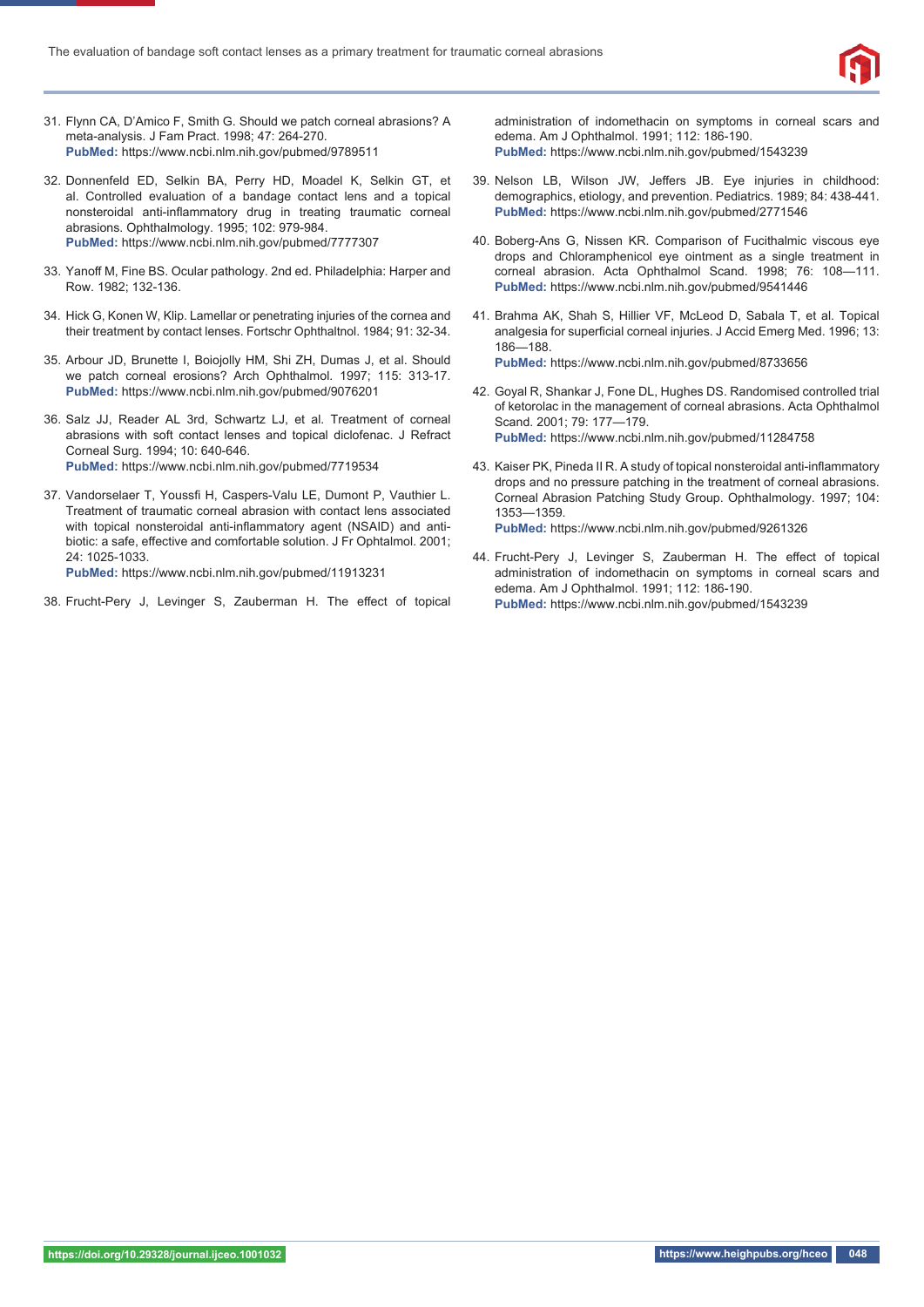31. Flynn CA, D'Amico F, Smith G. Should we patch corneal abrasions? A meta-analysis. J Fam Pract. 1998; 47: 264-270.
**PubMed:** https://www.ncbi.nlm.nih.gov/pubmed/9789511

32. Donnenfeld ED, Selkin BA, Perry HD, Moadel K, Selkin GT, et al. Controlled evaluation of a bandage contact lens and a topical nonsteroidal anti-inflammatory drug in treating traumatic corneal abrasions. Ophthalmology. 1995; 102: 979-984.
**PubMed:** https://www.ncbi.nlm.nih.gov/pubmed/7777307

33. Yanoff M, Fine BS. Ocular pathology. 2nd ed. Philadelphia: Harper and Row. 1982; 132-136.

34. Hick G, Konen W, Klip. Lamellar or penetrating injuries of the cornea and their treatment by contact lenses. Fortschr Ophthaltnol. 1984; 91: 32-34.

35. Arbour JD, Brunette I, Boiojolly HM, Shi ZH, Dumas J, et al. Should we patch corneal erosions? Arch Ophthalmol. 1997; 115: 313-17.
**PubMed:** https://www.ncbi.nlm.nih.gov/pubmed/9076201

36. Salz JJ, Reader AL 3rd, Schwartz LJ, et al. Treatment of corneal abrasions with soft contact lenses and topical diclofenac. J Refract Corneal Surg. 1994; 10: 640-646.
**PubMed:** https://www.ncbi.nlm.nih.gov/pubmed/7719534

37. Vandorselaer T, Youssfi H, Caspers-Valu LE, Dumont P, Vauthier L. Treatment of traumatic corneal abrasion with contact lens associated with topical nonsteroidal anti-inflammatory agent (NSAID) and antibiotic: a safe, effective and comfortable solution. J Fr Ophtalmol. 2001; 24: 1025-1033.
**PubMed:** https://www.ncbi.nlm.nih.gov/pubmed/11913231

38. Frucht-Pery J, Levinger S, Zauberman H. The effect of topical administration of indomethacin on symptoms in corneal scars and edema. Am J Ophthalmol. 1991; 112: 186-190.
**PubMed:** https://www.ncbi.nlm.nih.gov/pubmed/1543239

39. Nelson LB, Wilson JW, Jeffers JB. Eye injuries in childhood: demographics, etiology, and prevention. Pediatrics. 1989; 84: 438-441.
**PubMed:** https://www.ncbi.nlm.nih.gov/pubmed/2771546

40. Boberg-Ans G, Nissen KR. Comparison of Fucithalmic viscous eye drops and Chloramphenicol eye ointment as a single treatment in corneal abrasion. Acta Ophthalmol Scand. 1998; 76: 108—111.
**PubMed:** https://www.ncbi.nlm.nih.gov/pubmed/9541446

41. Brahma AK, Shah S, Hillier VF, McLeod D, Sabala T, et al. Topical analgesia for superficial corneal injuries. J Accid Emerg Med. 1996; 13: 186—188.
**PubMed:** https://www.ncbi.nlm.nih.gov/pubmed/8733656

42. Goyal R, Shankar J, Fone DL, Hughes DS. Randomised controlled trial of ketorolac in the management of corneal abrasions. Acta Ophthalmol Scand. 2001; 79: 177—179.
**PubMed:** https://www.ncbi.nlm.nih.gov/pubmed/11284758

43. Kaiser PK, Pineda II R. A study of topical nonsteroidal anti-inflammatory drops and no pressure patching in the treatment of corneal abrasions. Corneal Abrasion Patching Study Group. Ophthalmology. 1997; 104: 1353—1359.
**PubMed:** https://www.ncbi.nlm.nih.gov/pubmed/9261326

44. Frucht-Pery J, Levinger S, Zauberman H. The effect of topical administration of indomethacin on symptoms in corneal scars and edema. Am J Ophthalmol. 1991; 112: 186-190.
**PubMed:** https://www.ncbi.nlm.nih.gov/pubmed/1543239